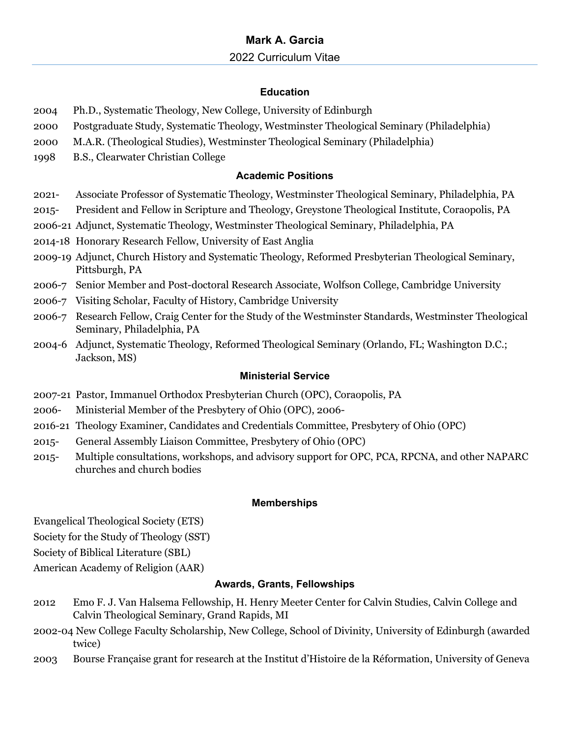# Mark A. Garcia

2022 Curriculum Vitae

## Education

2004 Ph.D., Systematic Theology, New College, University of Edinburgh

2000 Postgraduate Study, Systematic Theology, Westminster Theological Seminary (Philadelphia)

2000 M.A.R. (Theological Studies), Westminster Theological Seminary (Philadelphia)

1998 B.S., Clearwater Christian College

## Academic Positions

2021- Associate Professor of Systematic Theology, Westminster Theological Seminary, Philadelphia, PA

2015- President and Fellow in Scripture and Theology, Greystone Theological Institute, Coraopolis, PA

2006-21 Adjunct, Systematic Theology, Westminster Theological Seminary, Philadelphia, PA

2014-18 Honorary Research Fellow, University of East Anglia

2009-19 Adjunct, Church History and Systematic Theology, Reformed Presbyterian Theological Seminary, Pittsburgh, PA

2006-7 Senior Member and Post-doctoral Research Associate, Wolfson College, Cambridge University

2006-7 Visiting Scholar, Faculty of History, Cambridge University

2006-7 Research Fellow, Craig Center for the Study of the Westminster Standards, Westminster Theological Seminary, Philadelphia, PA

2004-6 Adjunct, Systematic Theology, Reformed Theological Seminary (Orlando, FL; Washington D.C.; Jackson, MS)

## Ministerial Service

2007-21 Pastor, Immanuel Orthodox Presbyterian Church (OPC), Coraopolis, PA

2006- Ministerial Member of the Presbytery of Ohio (OPC), 2006-

2016-21 Theology Examiner, Candidates and Credentials Committee, Presbytery of Ohio (OPC)

2015- General Assembly Liaison Committee, Presbytery of Ohio (OPC)

2015- Multiple consultations, workshops, and advisory support for OPC, PCA, RPCNA, and other NAPARC churches and church bodies

## Memberships

Evangelical Theological Society (ETS)

Society for the Study of Theology (SST)

Society of Biblical Literature (SBL)

American Academy of Religion (AAR)

## Awards, Grants, Fellowships

2012 Emo F. J. Van Halsema Fellowship, H. Henry Meeter Center for Calvin Studies, Calvin College and Calvin Theological Seminary, Grand Rapids, MI

2002-04 New College Faculty Scholarship, New College, School of Divinity, University of Edinburgh (awarded twice)

2003 Bourse Française grant for research at the Institut d'Histoire de la Réformation, University of Geneva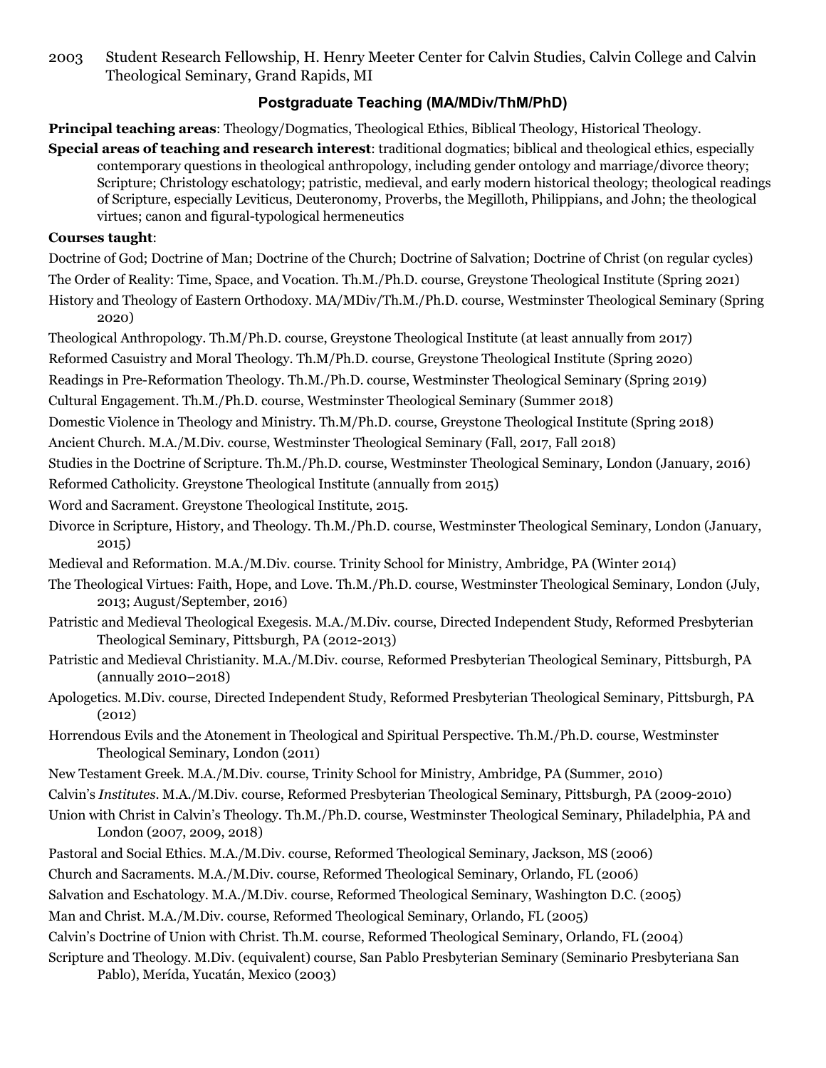2003 Student Research Fellowship, H. Henry Meeter Center for Calvin Studies, Calvin College and Calvin Theological Seminary, Grand Rapids, MI

## Postgraduate Teaching (MA/MDiv/ThM/PhD)

**Principal teaching areas**: Theology/Dogmatics, Theological Ethics, Biblical Theology, Historical Theology.

**Special areas of teaching and research interest**: traditional dogmatics; biblical and theological ethics, especially contemporary questions in theological anthropology, including gender ontology and marriage/divorce theory; Scripture; Christology eschatology; patristic, medieval, and early modern historical theology; theological readings of Scripture, especially Leviticus, Deuteronomy, Proverbs, the Megilloth, Philippians, and John; the theological virtues; canon and figural-typological hermeneutics

**Courses taught**:

Doctrine of God; Doctrine of Man; Doctrine of the Church; Doctrine of Salvation; Doctrine of Christ (on regular cycles)

The Order of Reality: Time, Space, and Vocation. Th.M./Ph.D. course, Greystone Theological Institute (Spring 2021)

History and Theology of Eastern Orthodoxy. MA/MDiv/Th.M./Ph.D. course, Westminster Theological Seminary (Spring 2020)

Theological Anthropology. Th.M/Ph.D. course, Greystone Theological Institute (at least annually from 2017)

Reformed Casuistry and Moral Theology. Th.M/Ph.D. course, Greystone Theological Institute (Spring 2020)

Readings in Pre-Reformation Theology. Th.M./Ph.D. course, Westminster Theological Seminary (Spring 2019)

Cultural Engagement. Th.M./Ph.D. course, Westminster Theological Seminary (Summer 2018)

Domestic Violence in Theology and Ministry. Th.M/Ph.D. course, Greystone Theological Institute (Spring 2018)

Ancient Church. M.A./M.Div. course, Westminster Theological Seminary (Fall, 2017, Fall 2018)

Studies in the Doctrine of Scripture. Th.M./Ph.D. course, Westminster Theological Seminary, London (January, 2016)

Reformed Catholicity. Greystone Theological Institute (annually from 2015)

Word and Sacrament. Greystone Theological Institute, 2015.

Divorce in Scripture, History, and Theology. Th.M./Ph.D. course, Westminster Theological Seminary, London (January, 2015)

Medieval and Reformation. M.A./M.Div. course. Trinity School for Ministry, Ambridge, PA (Winter 2014)

The Theological Virtues: Faith, Hope, and Love. Th.M./Ph.D. course, Westminster Theological Seminary, London (July, 2013; August/September, 2016)

Patristic and Medieval Theological Exegesis. M.A./M.Div. course, Directed Independent Study, Reformed Presbyterian Theological Seminary, Pittsburgh, PA (2012-2013)

Patristic and Medieval Christianity. M.A./M.Div. course, Reformed Presbyterian Theological Seminary, Pittsburgh, PA (annually 2010–2018)

Apologetics. M.Div. course, Directed Independent Study, Reformed Presbyterian Theological Seminary, Pittsburgh, PA (2012)

Horrendous Evils and the Atonement in Theological and Spiritual Perspective. Th.M./Ph.D. course, Westminster Theological Seminary, London (2011)

New Testament Greek. M.A./M.Div. course, Trinity School for Ministry, Ambridge, PA (Summer, 2010)

Calvin's *Institutes*. M.A./M.Div. course, Reformed Presbyterian Theological Seminary, Pittsburgh, PA (2009-2010)

Union with Christ in Calvin's Theology. Th.M./Ph.D. course, Westminster Theological Seminary, Philadelphia, PA and London (2007, 2009, 2018)

Pastoral and Social Ethics. M.A./M.Div. course, Reformed Theological Seminary, Jackson, MS (2006)

Church and Sacraments. M.A./M.Div. course, Reformed Theological Seminary, Orlando, FL (2006)

Salvation and Eschatology. M.A./M.Div. course, Reformed Theological Seminary, Washington D.C. (2005)

Man and Christ. M.A./M.Div. course, Reformed Theological Seminary, Orlando, FL (2005)

Calvin's Doctrine of Union with Christ. Th.M. course, Reformed Theological Seminary, Orlando, FL (2004)

Scripture and Theology. M.Div. (equivalent) course, San Pablo Presbyterian Seminary (Seminario Presbyteriana San Pablo), Merída, Yucatán, Mexico (2003)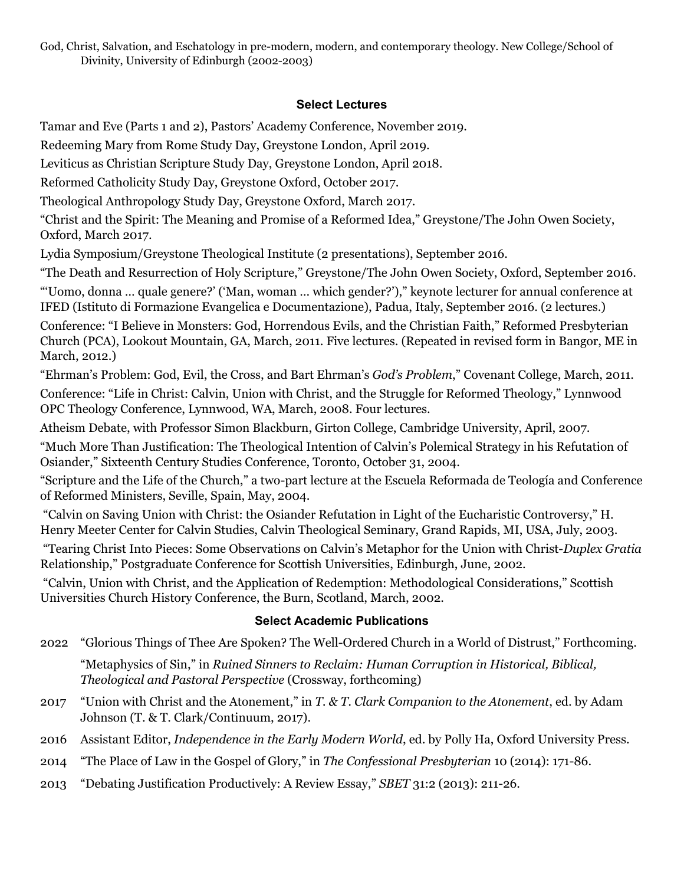God, Christ, Salvation, and Eschatology in pre-modern, modern, and contemporary theology. New College/School of Divinity, University of Edinburgh (2002-2003)

### Select Lectures

Tamar and Eve (Parts 1 and 2), Pastors' Academy Conference, November 2019.

Redeeming Mary from Rome Study Day, Greystone London, April 2019.

Leviticus as Christian Scripture Study Day, Greystone London, April 2018.

Reformed Catholicity Study Day, Greystone Oxford, October 2017.

Theological Anthropology Study Day, Greystone Oxford, March 2017.

"Christ and the Spirit: The Meaning and Promise of a Reformed Idea," Greystone/The John Owen Society, Oxford, March 2017.

Lydia Symposium/Greystone Theological Institute (2 presentations), September 2016.

"The Death and Resurrection of Holy Scripture," Greystone/The John Owen Society, Oxford, September 2016.

"'Uomo, donna … quale genere?' ('Man, woman … which gender?')," keynote lecturer for annual conference at IFED (Istituto di Formazione Evangelica e Documentazione), Padua, Italy, September 2016. (2 lectures.)

Conference: "I Believe in Monsters: God, Horrendous Evils, and the Christian Faith," Reformed Presbyterian Church (PCA), Lookout Mountain, GA, March, 2011. Five lectures. (Repeated in revised form in Bangor, ME in March, 2012.)

"Ehrman's Problem: God, Evil, the Cross, and Bart Ehrman's *God's Problem*," Covenant College, March, 2011.

Conference: "Life in Christ: Calvin, Union with Christ, and the Struggle for Reformed Theology," Lynnwood OPC Theology Conference, Lynnwood, WA, March, 2008. Four lectures.

Atheism Debate, with Professor Simon Blackburn, Girton College, Cambridge University, April, 2007.

"Much More Than Justification: The Theological Intention of Calvin's Polemical Strategy in his Refutation of Osiander," Sixteenth Century Studies Conference, Toronto, October 31, 2004.

"Scripture and the Life of the Church," a two-part lecture at the Escuela Reformada de Teología and Conference of Reformed Ministers, Seville, Spain, May, 2004.

"Calvin on Saving Union with Christ: the Osiander Refutation in Light of the Eucharistic Controversy," H. Henry Meeter Center for Calvin Studies, Calvin Theological Seminary, Grand Rapids, MI, USA, July, 2003.

"Tearing Christ Into Pieces: Some Observations on Calvin's Metaphor for the Union with Christ-*Duplex Gratia* Relationship," Postgraduate Conference for Scottish Universities, Edinburgh, June, 2002.

"Calvin, Union with Christ, and the Application of Redemption: Methodological Considerations," Scottish Universities Church History Conference, the Burn, Scotland, March, 2002.

### Select Academic Publications

2022 "Glorious Things of Thee Are Spoken? The Well-Ordered Church in a World of Distrust," Forthcoming.

"Metaphysics of Sin," in *Ruined Sinners to Reclaim: Human Corruption in Historical, Biblical, Theological and Pastoral Perspective* (Crossway, forthcoming)

2017 "Union with Christ and the Atonement," in *T. & T. Clark Companion to the Atonement*, ed. by Adam Johnson (T. & T. Clark/Continuum, 2017).

2016 Assistant Editor, *Independence in the Early Modern World*, ed. by Polly Ha, Oxford University Press.

2014 "The Place of Law in the Gospel of Glory," in *The Confessional Presbyterian* 10 (2014): 171-86.

2013 "Debating Justification Productively: A Review Essay," *SBET* 31:2 (2013): 211-26.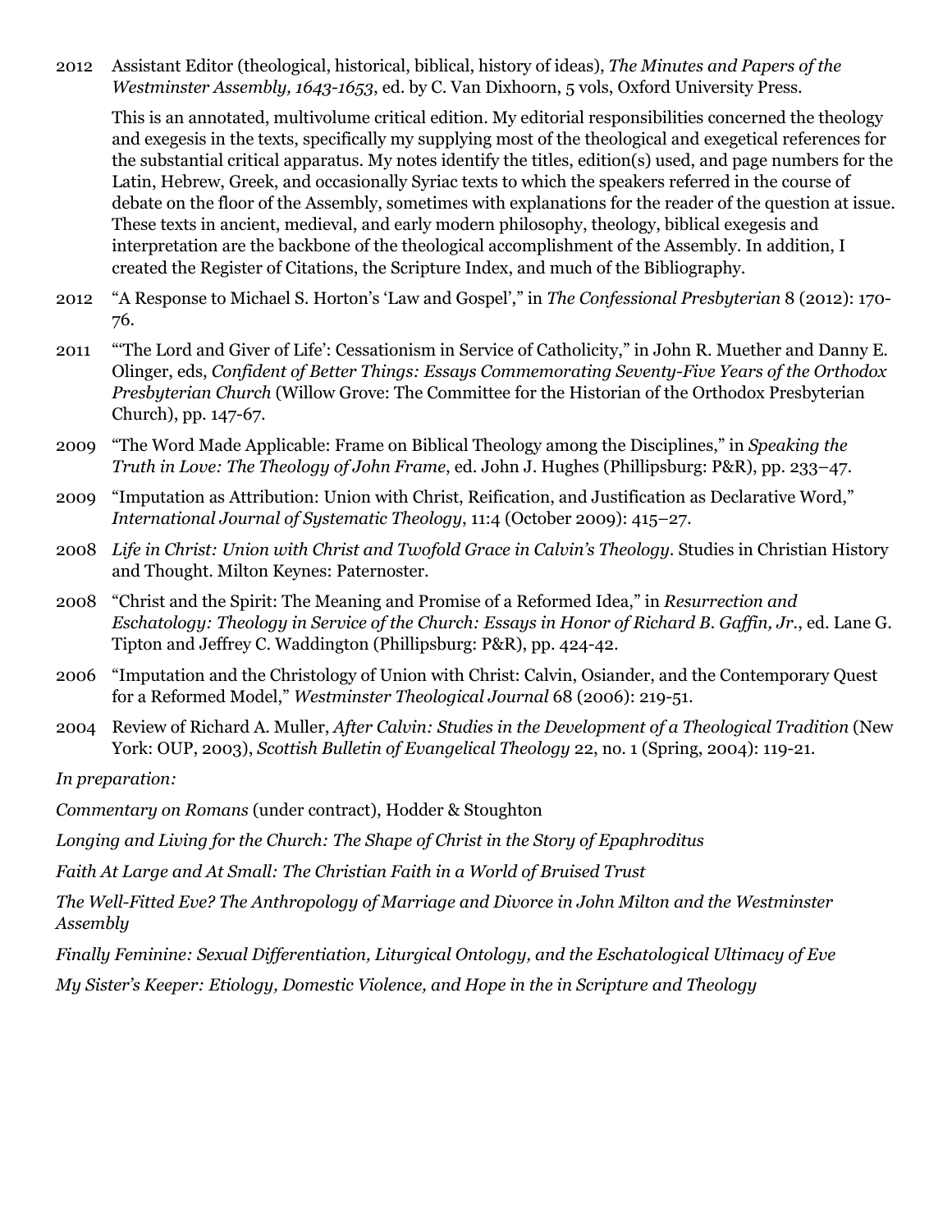2012 Assistant Editor (theological, historical, biblical, history of ideas), *The Minutes and Papers of the Westminster Assembly, 1643-1653*, ed. by C. Van Dixhoorn, 5 vols, Oxford University Press.

This is an annotated, multivolume critical edition. My editorial responsibilities concerned the theology and exegesis in the texts, specifically my supplying most of the theological and exegetical references for the substantial critical apparatus. My notes identify the titles, edition(s) used, and page numbers for the Latin, Hebrew, Greek, and occasionally Syriac texts to which the speakers referred in the course of debate on the floor of the Assembly, sometimes with explanations for the reader of the question at issue. These texts in ancient, medieval, and early modern philosophy, theology, biblical exegesis and interpretation are the backbone of the theological accomplishment of the Assembly. In addition, I created the Register of Citations, the Scripture Index, and much of the Bibliography.

2012 "A Response to Michael S. Horton's 'Law and Gospel'," in *The Confessional Presbyterian* 8 (2012): 170-76.

2011 "'The Lord and Giver of Life': Cessationism in Service of Catholicity," in John R. Muether and Danny E. Olinger, eds, *Confident of Better Things: Essays Commemorating Seventy-Five Years of the Orthodox Presbyterian Church* (Willow Grove: The Committee for the Historian of the Orthodox Presbyterian Church), pp. 147-67.

2009 "The Word Made Applicable: Frame on Biblical Theology among the Disciplines," in *Speaking the Truth in Love: The Theology of John Frame*, ed. John J. Hughes (Phillipsburg: P&R), pp. 233–47.

2009 "Imputation as Attribution: Union with Christ, Reification, and Justification as Declarative Word," *International Journal of Systematic Theology*, 11:4 (October 2009): 415–27.

2008 *Life in Christ: Union with Christ and Twofold Grace in Calvin's Theology*. Studies in Christian History and Thought. Milton Keynes: Paternoster.

2008 "Christ and the Spirit: The Meaning and Promise of a Reformed Idea," in *Resurrection and Eschatology: Theology in Service of the Church: Essays in Honor of Richard B. Gaffin, Jr.*, ed. Lane G. Tipton and Jeffrey C. Waddington (Phillipsburg: P&R), pp. 424-42.

2006 "Imputation and the Christology of Union with Christ: Calvin, Osiander, and the Contemporary Quest for a Reformed Model," *Westminster Theological Journal* 68 (2006): 219-51.

2004 Review of Richard A. Muller, *After Calvin: Studies in the Development of a Theological Tradition* (New York: OUP, 2003), *Scottish Bulletin of Evangelical Theology* 22, no. 1 (Spring, 2004): 119-21.

*In preparation:*

*Commentary on Romans* (under contract), Hodder & Stoughton

*Longing and Living for the Church: The Shape of Christ in the Story of Epaphroditus*

*Faith At Large and At Small: The Christian Faith in a World of Bruised Trust*

*The Well-Fitted Eve? The Anthropology of Marriage and Divorce in John Milton and the Westminster Assembly*

*Finally Feminine: Sexual Differentiation, Liturgical Ontology, and the Eschatological Ultimacy of Eve*

*My Sister's Keeper: Etiology, Domestic Violence, and Hope in the in Scripture and Theology*